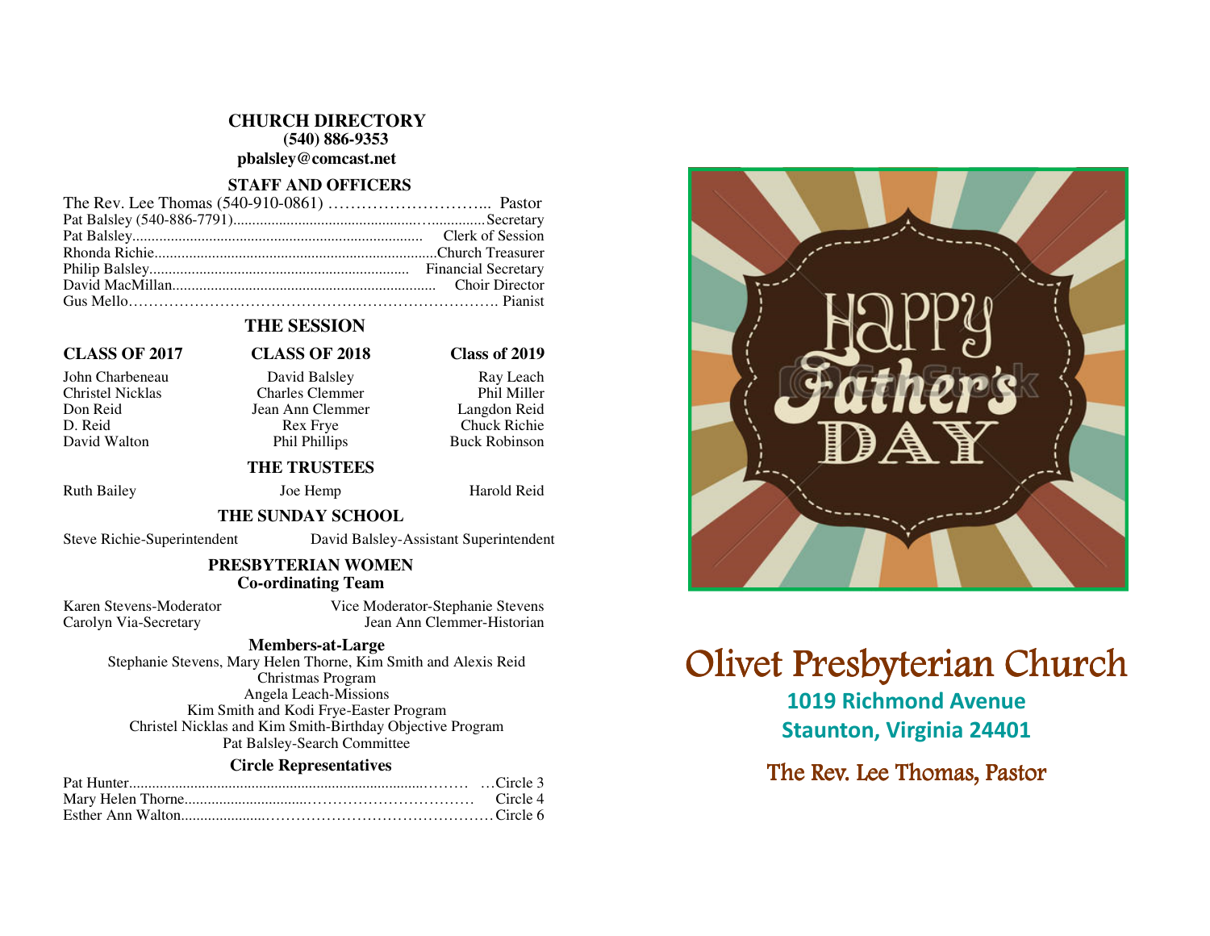## CHURCH DIRECTORY

**(540) 886-9353**

**pbalsley@comcast.net**

### STAFF AND OFFICERS

The Rev. Lee Thomas (540-910-0861) ........................... Pastor
Pat Balsley (540-886-7791)................................................ Secretary
Pat Balsley......................................................................... Clerk of Session
Rhonda Richie.................................................................... Church Treasurer
Philip Balsley..................................................................... Financial Secretary
David MacMillan............................................................... Choir Director
Gus Mello........................................................................... Pianist

### THE SESSION

| CLASS OF 2017 | CLASS OF 2018 | Class of 2019 |
|---|---|---|
| John Charbeneau | David Balsley | Ray Leach |
| Christel Nicklas | Charles Clemmer | Phil Miller |
| Don Reid | Jean Ann Clemmer | Langdon Reid |
| D. Reid | Rex Frye | Chuck Richie |
| David Walton | Phil Phillips | Buck Robinson |

### THE TRUSTEES

Ruth Bailey — Joe Hemp — Harold Reid

### THE SUNDAY SCHOOL

Steve Richie-Superintendent — David Balsley-Assistant Superintendent

### PRESBYTERIAN WOMEN
**Co-ordinating Team**

Karen Stevens-Moderator — Vice Moderator-Stephanie Stevens
Carolyn Via-Secretary — Jean Ann Clemmer-Historian

**Members-at-Large**

Stephanie Stevens, Mary Helen Thorne, Kim Smith and Alexis Reid
Christmas Program
Angela Leach-Missions
Kim Smith and Kodi Frye-Easter Program
Christel Nicklas and Kim Smith-Birthday Objective Program
Pat Balsley-Search Committee

**Circle Representatives**

Pat Hunter................................................................................ Circle 3
Mary Helen Thorne................................................................ Circle 4
Esther Ann Walton.................................................................. Circle 6

Happy Father's Day

# Olivet Presbyterian Church

**1019 Richmond Avenue**
**Staunton, Virginia 24401**

The Rev. Lee Thomas, Pastor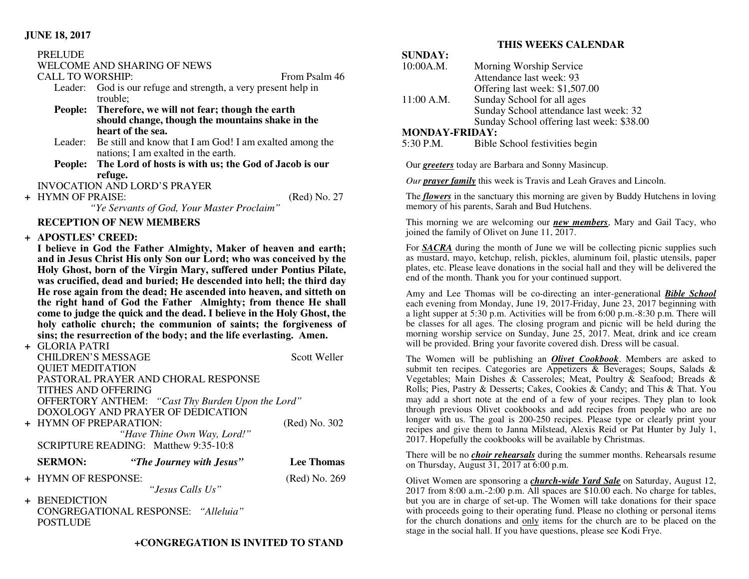**JUNE 18, 2017**

PRELUDE

WELCOME AND SHARING OF NEWS

CALL TO WORSHIP: From Psalm 46

Leader: God is our refuge and strength, a very present help in trouble;

**People: Therefore, we will not fear; though the earth should change, though the mountains shake in the heart of the sea.**

Leader: Be still and know that I am God! I am exalted among the nations; I am exalted in the earth.

**People: The Lord of hosts is with us; the God of Jacob is our refuge.**

INVOCATION AND LORD'S PRAYER

\+ HYMN OF PRAISE: (Red) No. 27
*"Ye Servants of God, Your Master Proclaim"*

**RECEPTION OF NEW MEMBERS**

\+ **APOSTLES' CREED:**

**I believe in God the Father Almighty, Maker of heaven and earth; and in Jesus Christ His only Son our Lord; who was conceived by the Holy Ghost, born of the Virgin Mary, suffered under Pontius Pilate, was crucified, dead and buried; He descended into hell; the third day He rose again from the dead; He ascended into heaven, and sitteth on the right hand of God the Father Almighty; from thence He shall come to judge the quick and the dead. I believe in the Holy Ghost, the holy catholic church; the communion of saints; the forgiveness of sins; the resurrection of the body; and the life everlasting. Amen.**

\+ GLORIA PATRI

CHILDREN'S MESSAGE Scott Weller

QUIET MEDITATION

PASTORAL PRAYER AND CHORAL RESPONSE

TITHES AND OFFERING

OFFERTORY ANTHEM: *"Cast Thy Burden Upon the Lord"*

DOXOLOGY AND PRAYER OF DEDICATION

\+ HYMN OF PREPARATION: (Red) No. 302
*"Have Thine Own Way, Lord!"*

SCRIPTURE READING: Matthew 9:35-10:8

**SERMON:** ***"The Journey with Jesus"*** **Lee Thomas**

\+ HYMN OF RESPONSE: (Red) No. 269
*"Jesus Calls Us"*

\+ BENEDICTION

CONGREGATIONAL RESPONSE: *"Alleluia"*

POSTLUDE

**+CONGREGATION IS INVITED TO STAND**

**THIS WEEKS CALENDAR**

**SUNDAY:**

10:00A.M. Morning Worship Service
Attendance last week: 93
Offering last week: $1,507.00

11:00 A.M. Sunday School for all ages
Sunday School attendance last week: 32
Sunday School offering last week: $38.00

**MONDAY-FRIDAY:**

5:30 P.M. Bible School festivities begin

Our ***greeters*** today are Barbara and Sonny Masincup.

*Our* ***prayer family*** this week is Travis and Leah Graves and Lincoln.

The ***flowers*** in the sanctuary this morning are given by Buddy Hutchens in loving memory of his parents, Sarah and Bud Hutchens.

This morning we are welcoming our ***new members***, Mary and Gail Tacy, who joined the family of Olivet on June 11, 2017.

For ***SACRA*** during the month of June we will be collecting picnic supplies such as mustard, mayo, ketchup, relish, pickles, aluminum foil, plastic utensils, paper plates, etc. Please leave donations in the social hall and they will be delivered the end of the month. Thank you for your continued support.

Amy and Lee Thomas will be co-directing an inter-generational ***Bible School*** each evening from Monday, June 19, 2017-Friday, June 23, 2017 beginning with a light supper at 5:30 p.m. Activities will be from 6:00 p.m.-8:30 p.m. There will be classes for all ages. The closing program and picnic will be held during the morning worship service on Sunday, June 25, 2017. Meat, drink and ice cream will be provided. Bring your favorite covered dish. Dress will be casual.

The Women will be publishing an ***Olivet Cookbook***. Members are asked to submit ten recipes. Categories are Appetizers & Beverages; Soups, Salads & Vegetables; Main Dishes & Casseroles; Meat, Poultry & Seafood; Breads & Rolls; Pies, Pastry & Desserts; Cakes, Cookies & Candy; and This & That. You may add a short note at the end of a few of your recipes. They plan to look through previous Olivet cookbooks and add recipes from people who are no longer with us. The goal is 200-250 recipes. Please type or clearly print your recipes and give them to Janna Milstead, Alexis Reid or Pat Hunter by July 1, 2017. Hopefully the cookbooks will be available by Christmas.

There will be no ***choir rehearsals*** during the summer months. Rehearsals resume on Thursday, August 31, 2017 at 6:00 p.m.

Olivet Women are sponsoring a ***church-wide Yard Sale*** on Saturday, August 12, 2017 from 8:00 a.m.-2:00 p.m. All spaces are $10.00 each. No charge for tables, but you are in charge of set-up. The Women will take donations for their space with proceeds going to their operating fund. Please no clothing or personal items for the church donations and only items for the church are to be placed on the stage in the social hall. If you have questions, please see Kodi Frye.